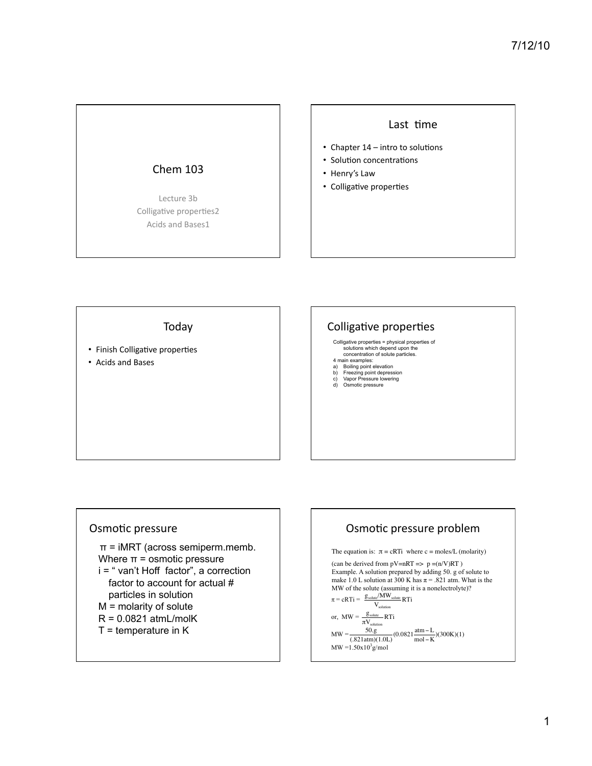## Chem 103

Lecture 3b
Colligative properties2
Acids and Bases1

## Last time

- Chapter 14 – intro to solutions
- Solution concentrations
- Henry's Law
- Colligative properties

## Today

- Finish Colligative properties
- Acids and Bases

## Colligative properties

Colligative properties = physical properties of solutions which depend upon the concentration of solute particles.

4 main examples:

a) Boiling point elevation
b) Freezing point depression
c) Vapor Pressure lowering
d) Osmotic pressure

## Osmotic pressure

$\pi$ = iMRT (across semiperm.memb.

Where $\pi$ = osmotic pressure

i = " van't Hoff factor", a correction factor to account for actual # particles in solution

M = molarity of solute

R = 0.0821 atmL/molK

T = temperature in K

## Osmotic pressure problem

The equation is: $\pi = cRTi$ where c = moles/L (molarity)

(can be derived from pV=nRT => $p = (n/V)RT$ )

Example. A solution prepared by adding 50. g of solute to make 1.0 L solution at 300 K has $\pi$ = .821 atm. What is the MW of the solute (assuming it is a nonelectrolyte)?

$$\pi = cRTi = \frac{g_{solute}/MW_{solute}}{V_{solution}}RTi$$

$$\text{or, } MW = \frac{g_{solute}}{\pi V_{solution}}RTi$$

$$MW = \frac{50.g}{(.821atm)(1.0L)}(0.0821\frac{atm-L}{mol-K})(300K)(1)$$

$$MW = 1.50x10^3 g/mol$$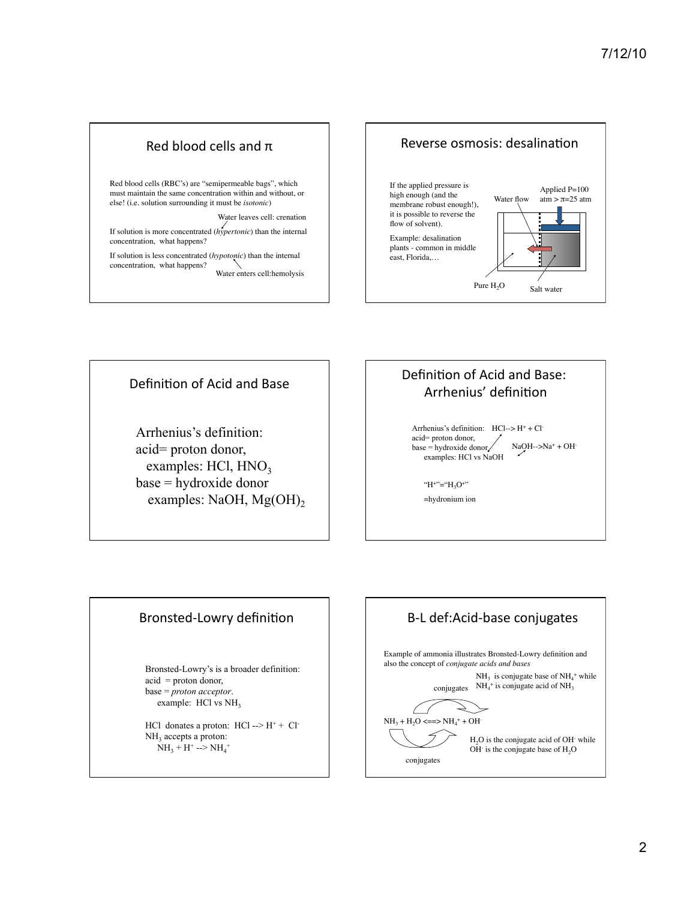## Red blood cells and π

Red blood cells (RBC's) are "semipermeable bags", which must maintain the same concentration within and without, or else! (i.e. solution surrounding it must be *isotonic*)

If solution is more concentrated (*hypertonic*) than the internal concentration, what happens? — Water leaves cell: crenation

If solution is less concentrated (*hypotonic*) than the internal concentration, what happens? — Water enters cell: hemolysis

## Reverse osmosis: desalination

If the applied pressure is high enough (and the membrane robust enough!), it is possible to reverse the flow of solvent).

Example: desalination plants - common in middle east, Florida,…

Applied P=100 atm > π=25 atm

Water flow

Pure $H_2O$

Salt water

## Definition of Acid and Base

Arrhenius's definition:
acid= proton donor,
examples: HCl, $HNO_3$
base = hydroxide donor
examples: NaOH, $Mg(OH)_2$

## Definition of Acid and Base: Arrhenius' definition

Arrhenius's definition: $HCl \rightarrow H^+ + Cl^-$
acid= proton donor,
base = hydroxide donor, $NaOH \rightarrow Na^+ + OH^-$
examples: HCl vs NaOH

"$H^+$"="$H_3O^+$"

=hydronium ion

## Bronsted-Lowry definition

Bronsted-Lowry's is a broader definition:
acid = proton donor,
base = *proton acceptor*.
example: HCl vs $NH_3$

HCl donates a proton: $HCl \rightarrow H^+ + Cl^-$
$NH_3$ accepts a proton:
$NH_3 + H^+ \rightarrow NH_4^+$

## B-L def: Acid-base conjugates

Example of ammonia illustrates Bronsted-Lowry definition and also the concept of *conjugate acids and bases*

conjugates: $NH_3$ is conjugate base of $NH_4^+$ while $NH_4^+$ is conjugate acid of $NH_3$

$$NH_3 + H_2O \rightleftharpoons NH_4^+ + OH^-$$

conjugates: $H_2O$ is the conjugate acid of $OH^-$ while $OH^-$ is the conjugate base of $H_2O$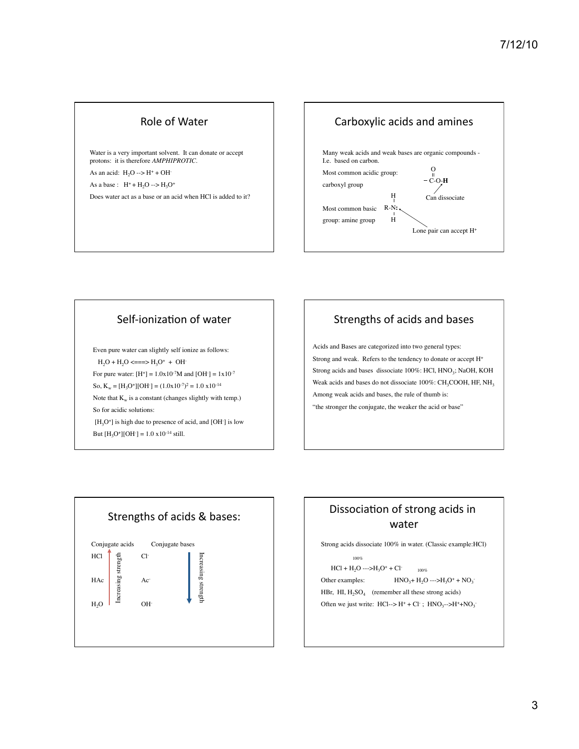## Role of Water

Water is a very important solvent. It can donate or accept protons: it is therefore *AMPHIPROTIC*.

As an acid: $H_2O \rightarrow H^+ + OH^-$

As a base: $H^+ + H_2O \rightarrow H_3O^+$

Does water act as a base or an acid when HCl is added to it?

## Carboxylic acids and amines

Many weak acids and weak bases are organic compounds - I.e. based on carbon.

Most common acidic group: carboxyl group

$-\overset{\displaystyle O}{\overset{\|}{C}}-O-\mathbf{H}$ (Can dissociate)

Most common basic group: amine group

R-N: with two H atoms (Lone pair can accept $H^+$)

## Self-ionization of water

Even pure water can slightly self ionize as follows:

$H_2O + H_2O \rightleftharpoons H_3O^+ + OH^-$

For pure water: $[H^+] = 1.0\times10^{-7}$M and $[OH^-] = 1\times10^{-7}$

So, $K_w = [H_3O^+][OH^-] = (1.0\times10^{-7})^2 = 1.0\times10^{-14}$

Note that $K_w$ is a constant (changes slightly with temp.)

So for acidic solutions:

$[H_3O^+]$ is high due to presence of acid, and $[OH^-]$ is low

But $[H_3O^+][OH^-] = 1.0\times10^{-14}$ still.

## Strengths of acids and bases

Acids and Bases are categorized into two general types:

Strong and weak. Refers to the tendency to donate or accept $H^+$

Strong acids and bases dissociate 100%: HCl, $HNO_3$; NaOH, KOH

Weak acids and bases do not dissociate 100%: $CH_3COOH$, HF, $NH_3$

Among weak acids and bases, the rule of thumb is:

"the stronger the conjugate, the weaker the acid or base"

## Strengths of acids & bases:

| Conjugate acids | Conjugate bases |
|---|---|
| HCl | $Cl^-$ |
| HAc | $Ac^-$ |
| $H_2O$ | $OH^-$ |

Conjugate acids: Increasing strength (upward, from $H_2O$ to HCl)

Conjugate bases: Increasing strength (downward, from $Cl^-$ to $OH^-$)

## Dissociation of strong acids in water

Strong acids dissociate 100% in water. (Classic example:HCl)

$HCl + H_2O \xrightarrow{100\%} H_3O^+ + Cl^-$

Other examples: $HNO_3 + H_2O \xrightarrow{100\%} H_3O^+ + NO_3^-$

HBr, HI, $H_2SO_4$ (remember all these strong acids)

Often we just write: $HCl \rightarrow H^+ + Cl^-$ ; $HNO_3 \rightarrow H^+ + NO_3^-$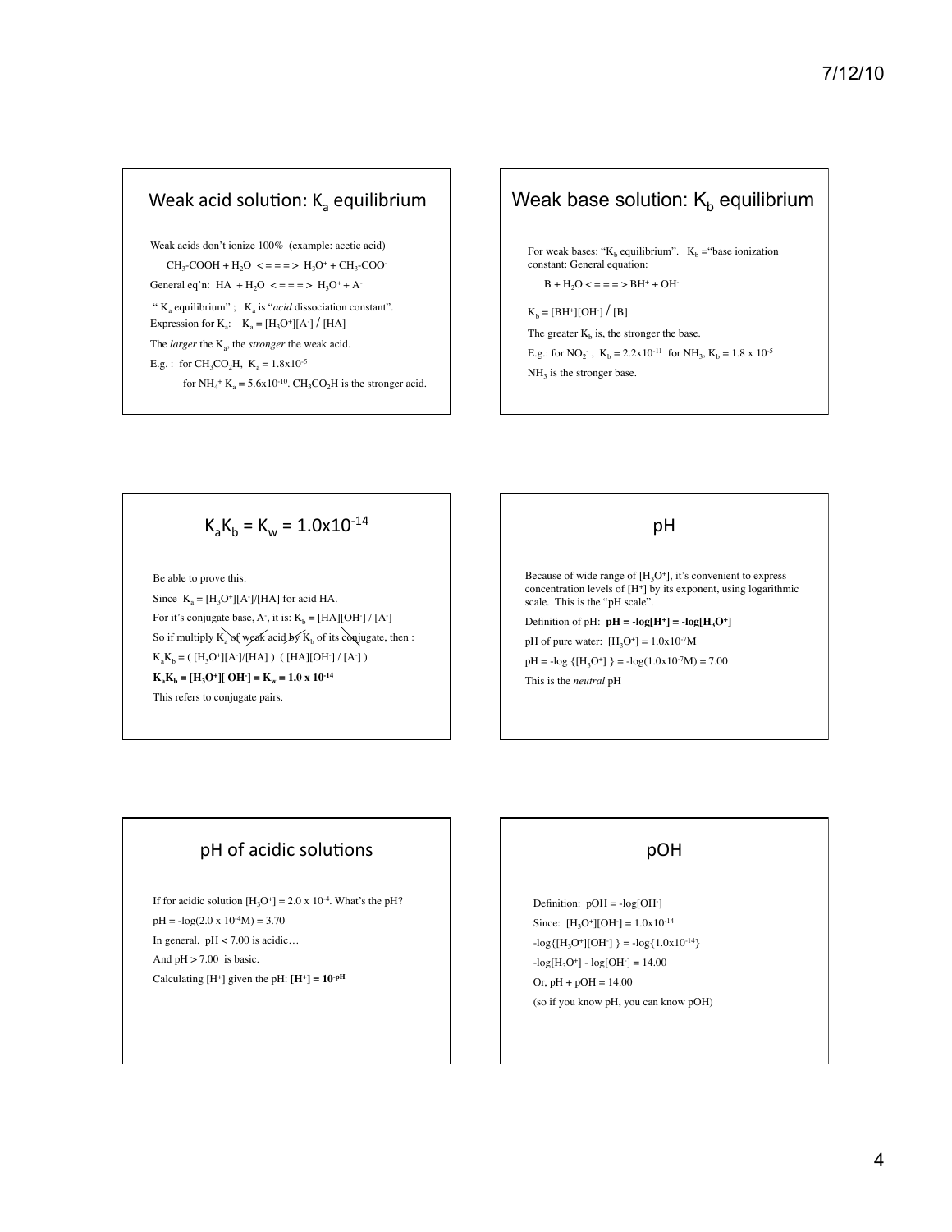## Weak acid solution: $K_a$ equilibrium

Weak acids don't ionize 100% (example: acetic acid)

$CH_3\text{-}COOH + H_2O <===> H_3O^+ + CH_3\text{-}COO^-$

General eq'n: $HA + H_2O <===> H_3O^+ + A^-$

" $K_a$ equilibrium" ; $K_a$ is "*acid* dissociation constant".

Expression for $K_a$: $K_a = [H_3O^+][A^-] / [HA]$

The *larger* the $K_a$, the *stronger* the weak acid.

E.g. : for $CH_3CO_2H$, $K_a = 1.8\text{x}10^{-5}$

for $NH_4^+$ $K_a = 5.6\text{x}10^{-10}$. $CH_3CO_2H$ is the stronger acid.

## Weak base solution: $K_b$ equilibrium

For weak bases: "$K_b$ equilibrium". $K_b$ ="base ionization constant: General equation:

$B + H_2O <===> BH^+ + OH^-$

$K_b = [BH^+][OH^-] / [B]$

The greater $K_b$ is, the stronger the base.

E.g.: for $NO_2^-$ , $K_b = 2.2\text{x}10^{-11}$ for $NH_3$, $K_b = 1.8 \text{ x } 10^{-5}$

$NH_3$ is the stronger base.

## $K_aK_b = K_w = 1.0\text{x}10^{-14}$

Be able to prove this:

Since $K_a = [H_3O^+][A^-]/[HA]$ for acid HA.

For it's conjugate base, $A^-$, it is: $K_b = [HA][OH^-] / [A^-]$

So if multiply $K_a$ of weak acid by $K_b$ of its conjugate, then :

$K_aK_b = ( [H_3O^+][A^-]/[HA] ) ( [HA][OH^-] / [A^-] )$

$\mathbf{K_aK_b = [H_3O^+][OH^-] = K_w = 1.0 \text{ x } 10^{-14}}$

This refers to conjugate pairs.

## pH

Because of wide range of $[H_3O^+]$, it's convenient to express concentration levels of $[H^+]$ by its exponent, using logarithmic scale. This is the "pH scale".

Definition of pH: $\mathbf{pH = -log[H^+] = -log[H_3O^+]}$

pH of pure water: $[H_3O^+] = 1.0\text{x}10^{-7}M$

$pH = -log \{[H_3O^+] \} = -log(1.0\text{x}10^{-7}M) = 7.00$

This is the *neutral* pH

## pH of acidic solutions

If for acidic solution $[H_3O^+] = 2.0 \text{ x } 10^{-4}$. What's the pH?

$pH = -log(2.0 \text{ x } 10^{-4}M) = 3.70$

In general, $pH < 7.00$ is acidic…

And $pH > 7.00$ is basic.

Calculating $[H^+]$ given the pH: $\mathbf{[H^+] = 10^{-pH}}$

## pOH

Definition: $pOH = -log[OH^-]$

Since: $[H_3O^+][OH^-] = 1.0\text{x}10^{-14}$

$-log\{[H_3O^+][OH^-] \} = -log\{1.0\text{x}10^{-14}\}$

$-log[H_3O^+] - log[OH^-] = 14.00$

Or, $pH + pOH = 14.00$

(so if you know pH, you can know pOH)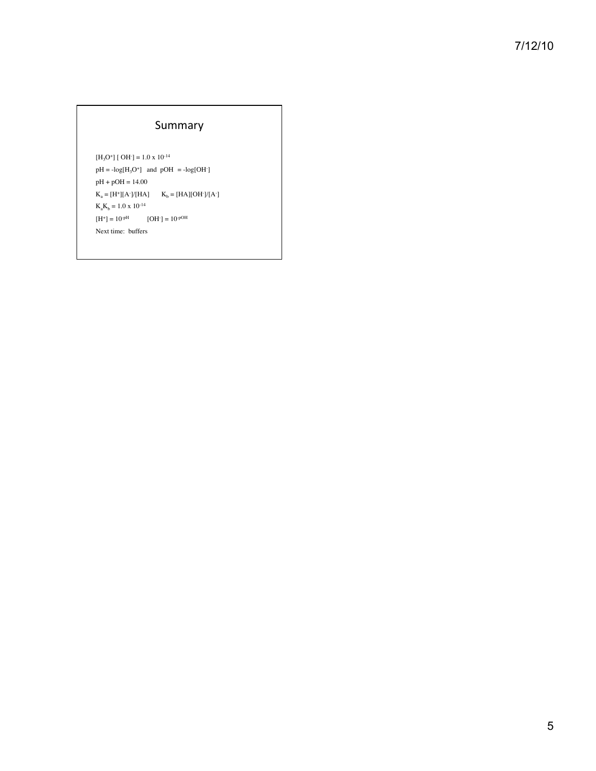# Summary

$[H_3O^+][OH^-] = 1.0 \times 10^{-14}$

$pH = -\log[H_3O^+]$ and $pOH = -\log[OH^-]$

$pH + pOH = 14.00$

$K_a = [H^+][A^-]/[HA]$ $K_b = [HA][OH^-]/[A^-]$

$K_aK_b = 1.0 \times 10^{-14}$

$[H^+] = 10^{-pH}$ $[OH^-] = 10^{-pOH}$

Next time: buffers